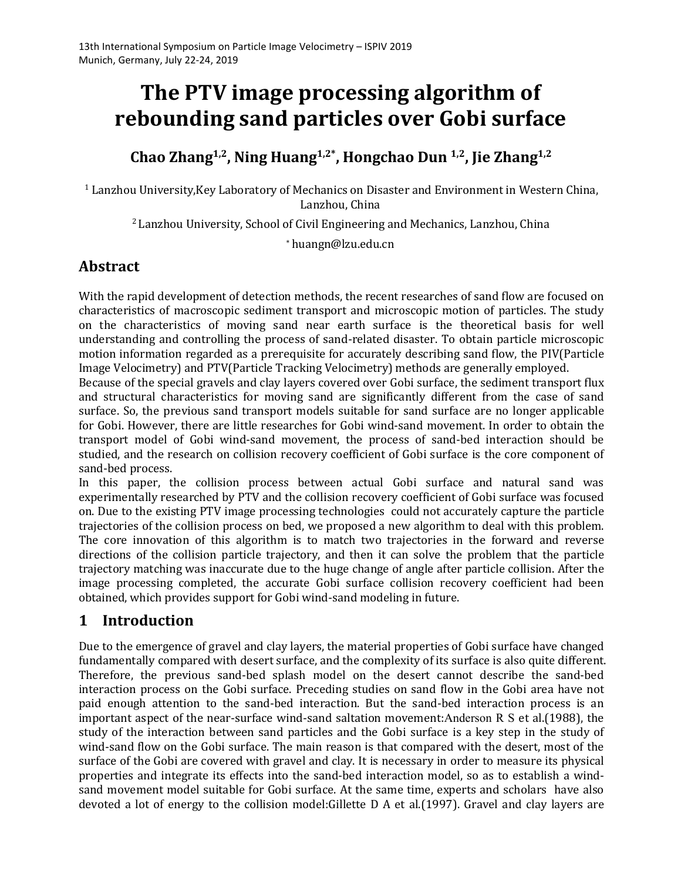13th International Symposium on Particle Image Velocimetry – ISPIV 2019
Munich, Germany, July 22-24, 2019

# The PTV image processing algorithm of rebounding sand particles over Gobi surface

**Chao Zhang[1,2], Ning Huang[1,2*], Hongchao Dun [1,2], Jie Zhang[1,2]**

[1] Lanzhou University,Key Laboratory of Mechanics on Disaster and Environment in Western China, Lanzhou, China

[2] Lanzhou University, School of Civil Engineering and Mechanics, Lanzhou, China

[*] huangn@lzu.edu.cn

## Abstract

With the rapid development of detection methods, the recent researches of sand flow are focused on characteristics of macroscopic sediment transport and microscopic motion of particles. The study on the characteristics of moving sand near earth surface is the theoretical basis for well understanding and controlling the process of sand-related disaster. To obtain particle microscopic motion information regarded as a prerequisite for accurately describing sand flow, the PIV(Particle Image Velocimetry) and PTV(Particle Tracking Velocimetry) methods are generally employed.

Because of the special gravels and clay layers covered over Gobi surface, the sediment transport flux and structural characteristics for moving sand are significantly different from the case of sand surface. So, the previous sand transport models suitable for sand surface are no longer applicable for Gobi. However, there are little researches for Gobi wind-sand movement. In order to obtain the transport model of Gobi wind-sand movement, the process of sand-bed interaction should be studied, and the research on collision recovery coefficient of Gobi surface is the core component of sand-bed process.

In this paper, the collision process between actual Gobi surface and natural sand was experimentally researched by PTV and the collision recovery coefficient of Gobi surface was focused on. Due to the existing PTV image processing technologies could not accurately capture the particle trajectories of the collision process on bed, we proposed a new algorithm to deal with this problem. The core innovation of this algorithm is to match two trajectories in the forward and reverse directions of the collision particle trajectory, and then it can solve the problem that the particle trajectory matching was inaccurate due to the huge change of angle after particle collision. After the image processing completed, the accurate Gobi surface collision recovery coefficient had been obtained, which provides support for Gobi wind-sand modeling in future.

## 1 Introduction

Due to the emergence of gravel and clay layers, the material properties of Gobi surface have changed fundamentally compared with desert surface, and the complexity of its surface is also quite different. Therefore, the previous sand-bed splash model on the desert cannot describe the sand-bed interaction process on the Gobi surface. Preceding studies on sand flow in the Gobi area have not paid enough attention to the sand-bed interaction. But the sand-bed interaction process is an important aspect of the near-surface wind-sand saltation movement:Anderson R S et al.(1988), the study of the interaction between sand particles and the Gobi surface is a key step in the study of wind-sand flow on the Gobi surface. The main reason is that compared with the desert, most of the surface of the Gobi are covered with gravel and clay. It is necessary in order to measure its physical properties and integrate its effects into the sand-bed interaction model, so as to establish a wind-sand movement model suitable for Gobi surface. At the same time, experts and scholars have also devoted a lot of energy to the collision model:Gillette D A et al.(1997). Gravel and clay layers are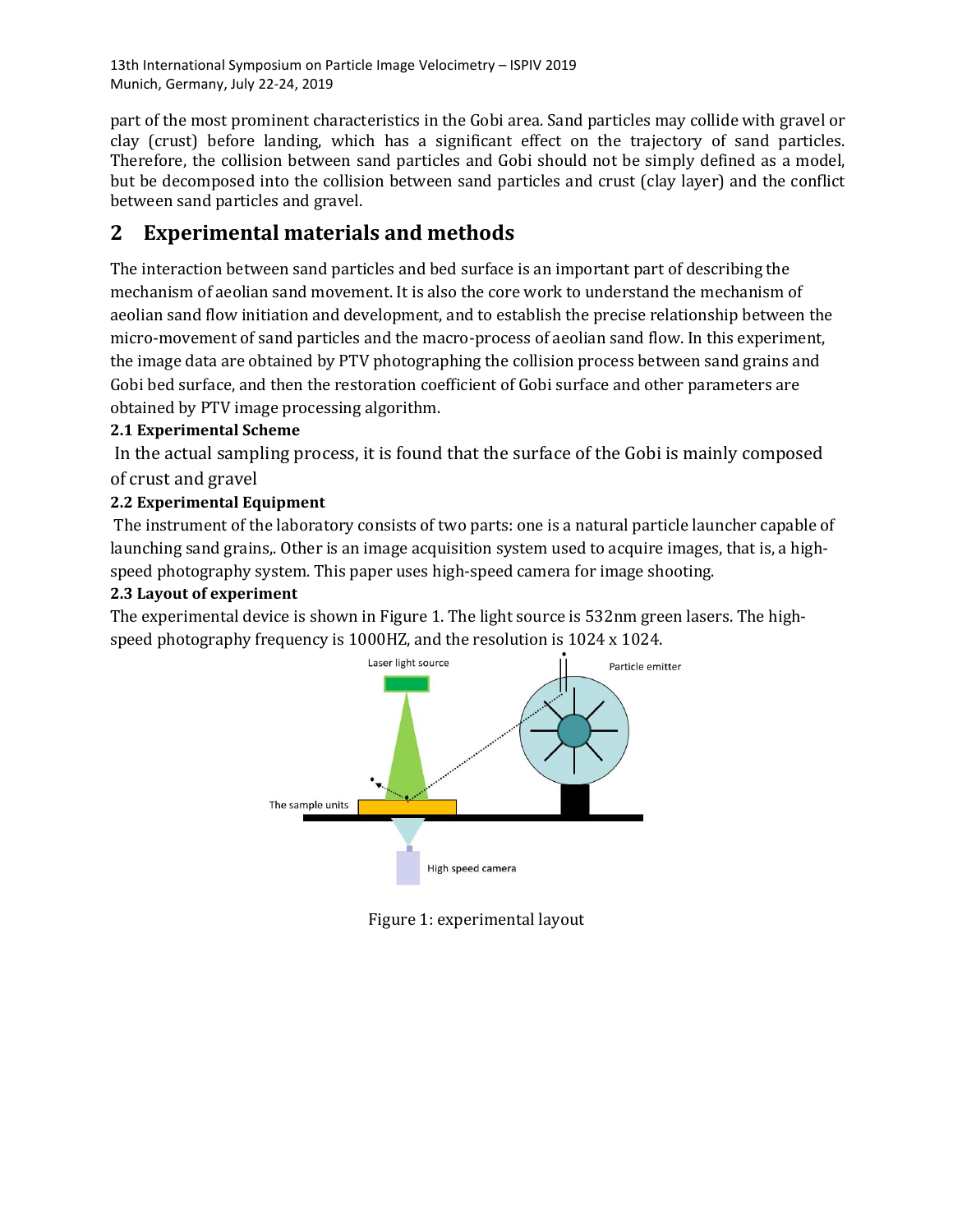part of the most prominent characteristics in the Gobi area. Sand particles may collide with gravel or clay (crust) before landing, which has a significant effect on the trajectory of sand particles. Therefore, the collision between sand particles and Gobi should not be simply defined as a model, but be decomposed into the collision between sand particles and crust (clay layer) and the conflict between sand particles and gravel.

## 2 Experimental materials and methods

The interaction between sand particles and bed surface is an important part of describing the mechanism of aeolian sand movement. It is also the core work to understand the mechanism of aeolian sand flow initiation and development, and to establish the precise relationship between the micro-movement of sand particles and the macro-process of aeolian sand flow. In this experiment, the image data are obtained by PTV photographing the collision process between sand grains and Gobi bed surface, and then the restoration coefficient of Gobi surface and other parameters are obtained by PTV image processing algorithm.

**2.1 Experimental Scheme**

In the actual sampling process, it is found that the surface of the Gobi is mainly composed of crust and gravel

**2.2 Experimental Equipment**

The instrument of the laboratory consists of two parts: one is a natural particle launcher capable of launching sand grains,. Other is an image acquisition system used to acquire images, that is, a high-speed photography system. This paper uses high-speed camera for image shooting.

**2.3 Layout of experiment**

The experimental device is shown in Figure 1. The light source is 532nm green lasers. The high-speed photography frequency is 1000HZ, and the resolution is 1024 x 1024.

Laser light source

Particle emitter

The sample units

High speed camera

Figure 1: experimental layout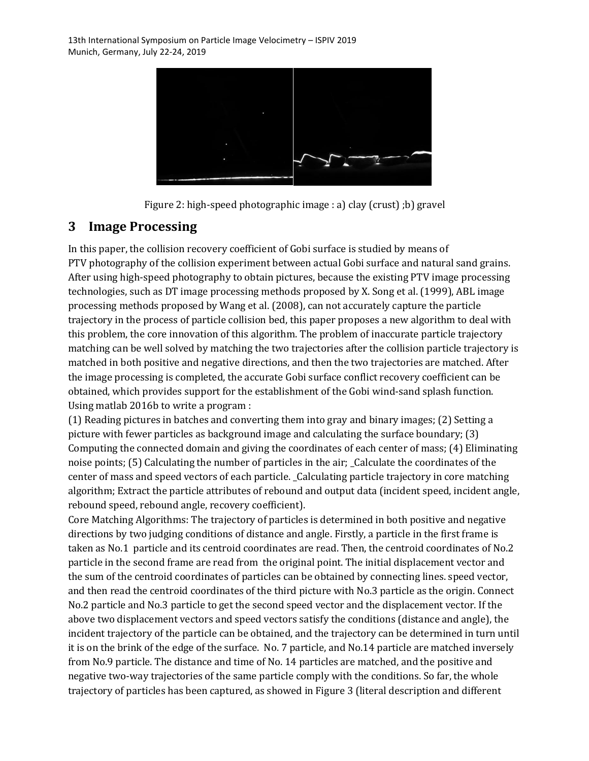Figure 2: high-speed photographic image : a) clay (crust) ;b) gravel

## 3 Image Processing

In this paper, the collision recovery coefficient of Gobi surface is studied by means of PTV photography of the collision experiment between actual Gobi surface and natural sand grains. After using high-speed photography to obtain pictures, because the existing PTV image processing technologies, such as DT image processing methods proposed by X. Song et al. (1999), ABL image processing methods proposed by Wang et al. (2008), can not accurately capture the particle trajectory in the process of particle collision bed, this paper proposes a new algorithm to deal with this problem, the core innovation of this algorithm. The problem of inaccurate particle trajectory matching can be well solved by matching the two trajectories after the collision particle trajectory is matched in both positive and negative directions, and then the two trajectories are matched. After the image processing is completed, the accurate Gobi surface conflict recovery coefficient can be obtained, which provides support for the establishment of the Gobi wind-sand splash function. Using matlab 2016b to write a program :

(1) Reading pictures in batches and converting them into gray and binary images; (2) Setting a picture with fewer particles as background image and calculating the surface boundary; (3) Computing the connected domain and giving the coordinates of each center of mass; (4) Eliminating noise points; (5) Calculating the number of particles in the air; _Calculate the coordinates of the center of mass and speed vectors of each particle. _Calculating particle trajectory in core matching algorithm; Extract the particle attributes of rebound and output data (incident speed, incident angle, rebound speed, rebound angle, recovery coefficient).

Core Matching Algorithms: The trajectory of particles is determined in both positive and negative directions by two judging conditions of distance and angle. Firstly, a particle in the first frame is taken as No.1 particle and its centroid coordinates are read. Then, the centroid coordinates of No.2 particle in the second frame are read from the original point. The initial displacement vector and the sum of the centroid coordinates of particles can be obtained by connecting lines. speed vector, and then read the centroid coordinates of the third picture with No.3 particle as the origin. Connect No.2 particle and No.3 particle to get the second speed vector and the displacement vector. If the above two displacement vectors and speed vectors satisfy the conditions (distance and angle), the incident trajectory of the particle can be obtained, and the trajectory can be determined in turn until it is on the brink of the edge of the surface. No. 7 particle, and No.14 particle are matched inversely from No.9 particle. The distance and time of No. 14 particles are matched, and the positive and negative two-way trajectories of the same particle comply with the conditions. So far, the whole trajectory of particles has been captured, as showed in Figure 3 (literal description and different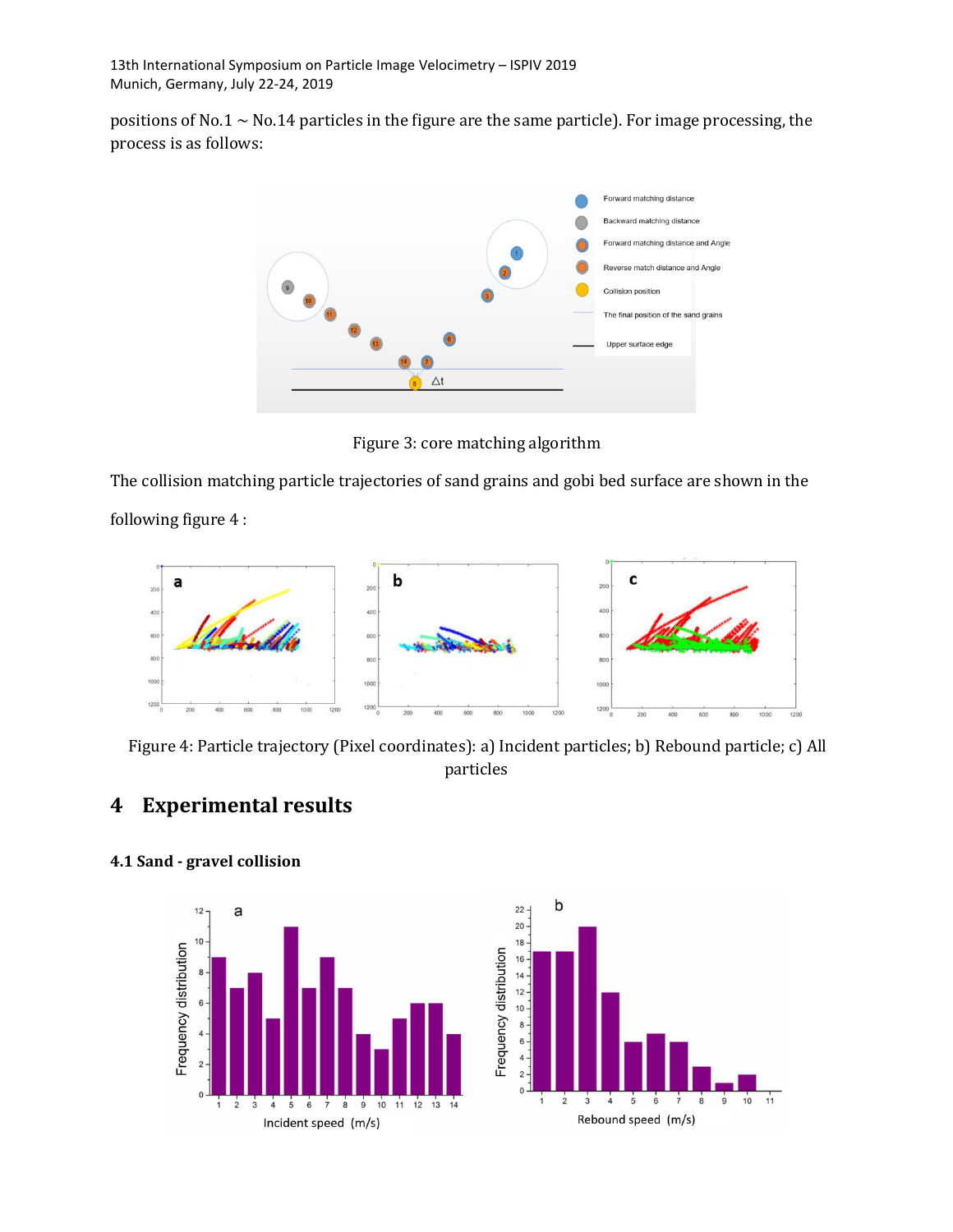positions of No.1 ~ No.14 particles in the figure are the same particle). For image processing, the process is as follows:

Figure 3: core matching algorithm

The collision matching particle trajectories of sand grains and gobi bed surface are shown in the following figure 4 :

Figure 4: Particle trajectory (Pixel coordinates): a) Incident particles; b) Rebound particle; c) All particles

# 4 Experimental results

### 4.1 Sand - gravel collision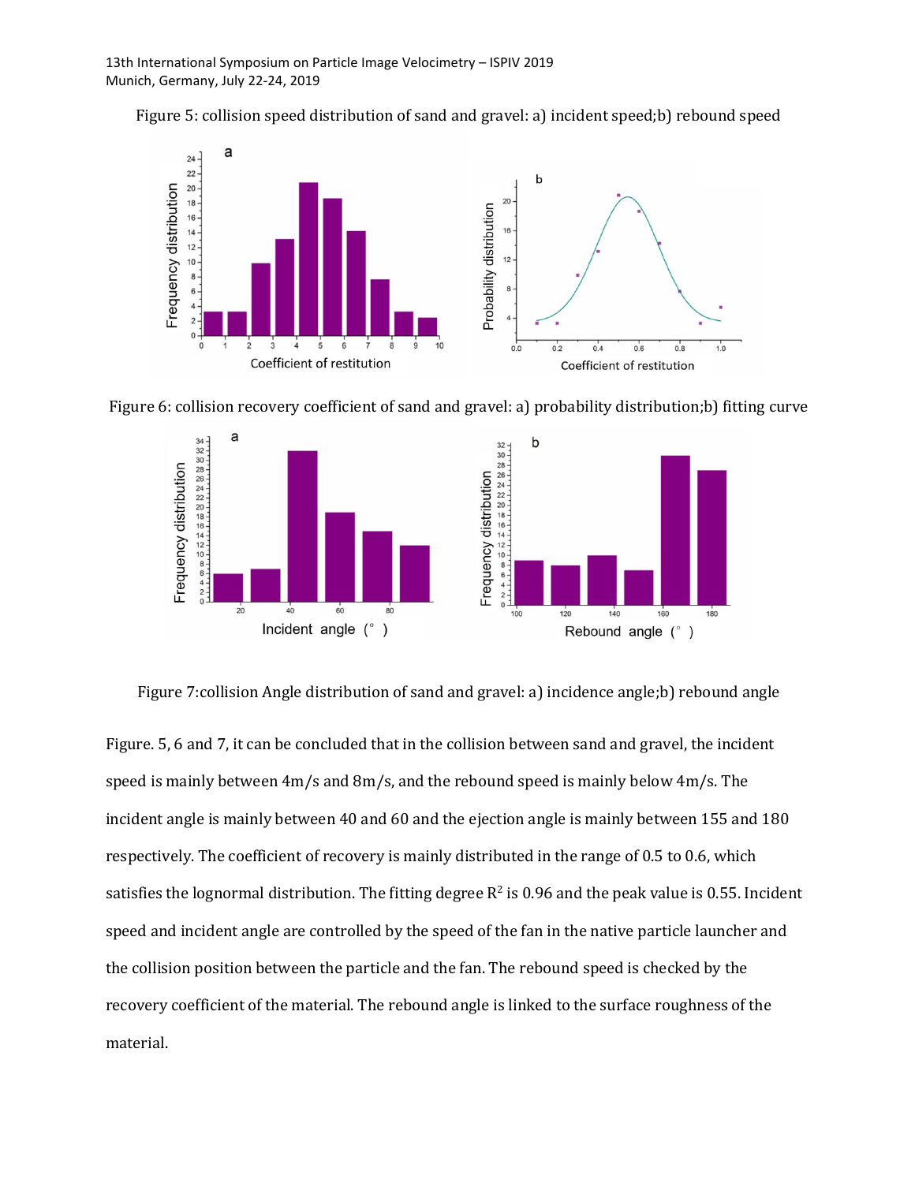Figure 5: collision speed distribution of sand and gravel: a) incident speed;b) rebound speed

Figure 6: collision recovery coefficient of sand and gravel: a) probability distribution;b) fitting curve

Figure 7:collision Angle distribution of sand and gravel: a) incidence angle;b) rebound angle

Figure. 5, 6 and 7, it can be concluded that in the collision between sand and gravel, the incident speed is mainly between 4m/s and 8m/s, and the rebound speed is mainly below 4m/s. The incident angle is mainly between 40 and 60 and the ejection angle is mainly between 155 and 180 respectively. The coefficient of recovery is mainly distributed in the range of 0.5 to 0.6, which satisfies the lognormal distribution. The fitting degree $R^2$ is 0.96 and the peak value is 0.55. Incident speed and incident angle are controlled by the speed of the fan in the native particle launcher and the collision position between the particle and the fan. The rebound speed is checked by the recovery coefficient of the material. The rebound angle is linked to the surface roughness of the material.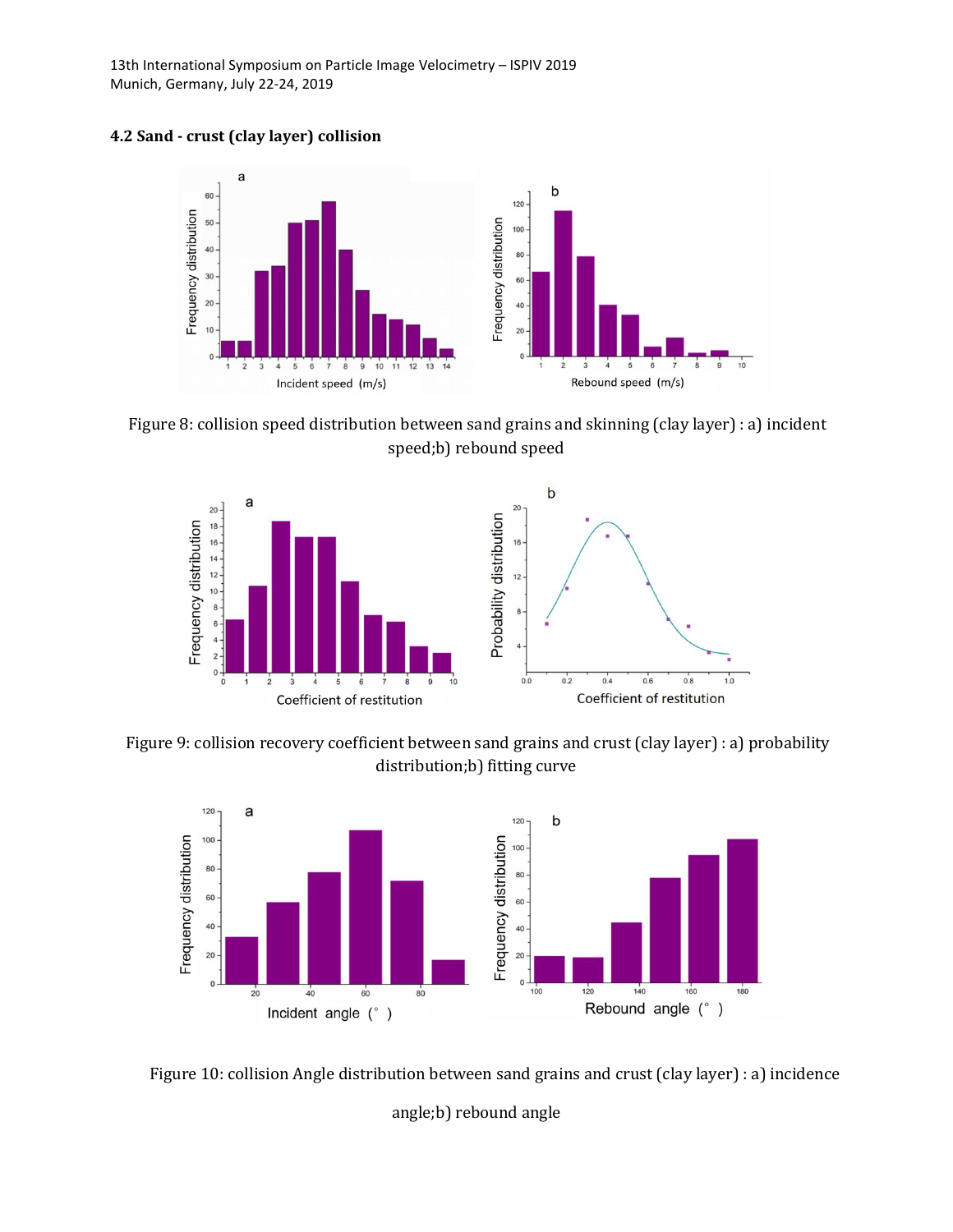### 4.2 Sand - crust (clay layer) collision

Figure 8: collision speed distribution between sand grains and skinning (clay layer) : a) incident speed;b) rebound speed

Figure 9: collision recovery coefficient between sand grains and crust (clay layer) : a) probability distribution;b) fitting curve

Figure 10: collision Angle distribution between sand grains and crust (clay layer) : a) incidence angle;b) rebound angle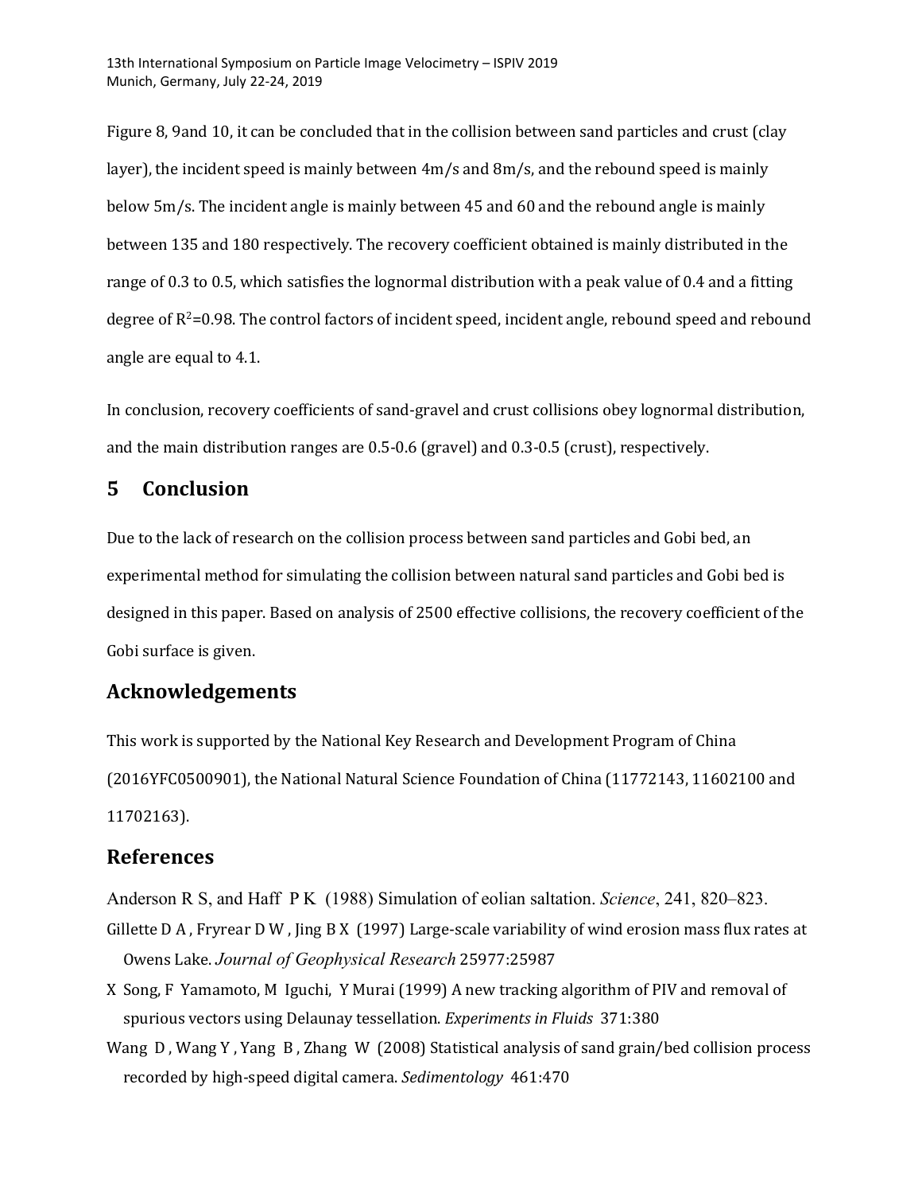Figure 8, 9and 10, it can be concluded that in the collision between sand particles and crust (clay layer), the incident speed is mainly between 4m/s and 8m/s, and the rebound speed is mainly below 5m/s. The incident angle is mainly between 45 and 60 and the rebound angle is mainly between 135 and 180 respectively. The recovery coefficient obtained is mainly distributed in the range of 0.3 to 0.5, which satisfies the lognormal distribution with a peak value of 0.4 and a fitting degree of $R^2$=0.98. The control factors of incident speed, incident angle, rebound speed and rebound angle are equal to 4.1.

In conclusion, recovery coefficients of sand-gravel and crust collisions obey lognormal distribution, and the main distribution ranges are 0.5-0.6 (gravel) and 0.3-0.5 (crust), respectively.

# 5 Conclusion

Due to the lack of research on the collision process between sand particles and Gobi bed, an experimental method for simulating the collision between natural sand particles and Gobi bed is designed in this paper. Based on analysis of 2500 effective collisions, the recovery coefficient of the Gobi surface is given.

## Acknowledgements

This work is supported by the National Key Research and Development Program of China (2016YFC0500901), the National Natural Science Foundation of China (11772143, 11602100 and 11702163).

## References

Anderson R S, and Haff P K (1988) Simulation of eolian saltation. *Science*, 241, 820–823.

Gillette D A , Fryrear D W , Jing B X (1997) Large-scale variability of wind erosion mass flux rates at Owens Lake. *Journal of Geophysical Research* 25977:25987

X Song, F Yamamoto, M Iguchi, Y Murai (1999) A new tracking algorithm of PIV and removal of spurious vectors using Delaunay tessellation. *Experiments in Fluids* 371:380

Wang D , Wang Y , Yang B , Zhang W (2008) Statistical analysis of sand grain/bed collision process recorded by high-speed digital camera. *Sedimentology* 461:470